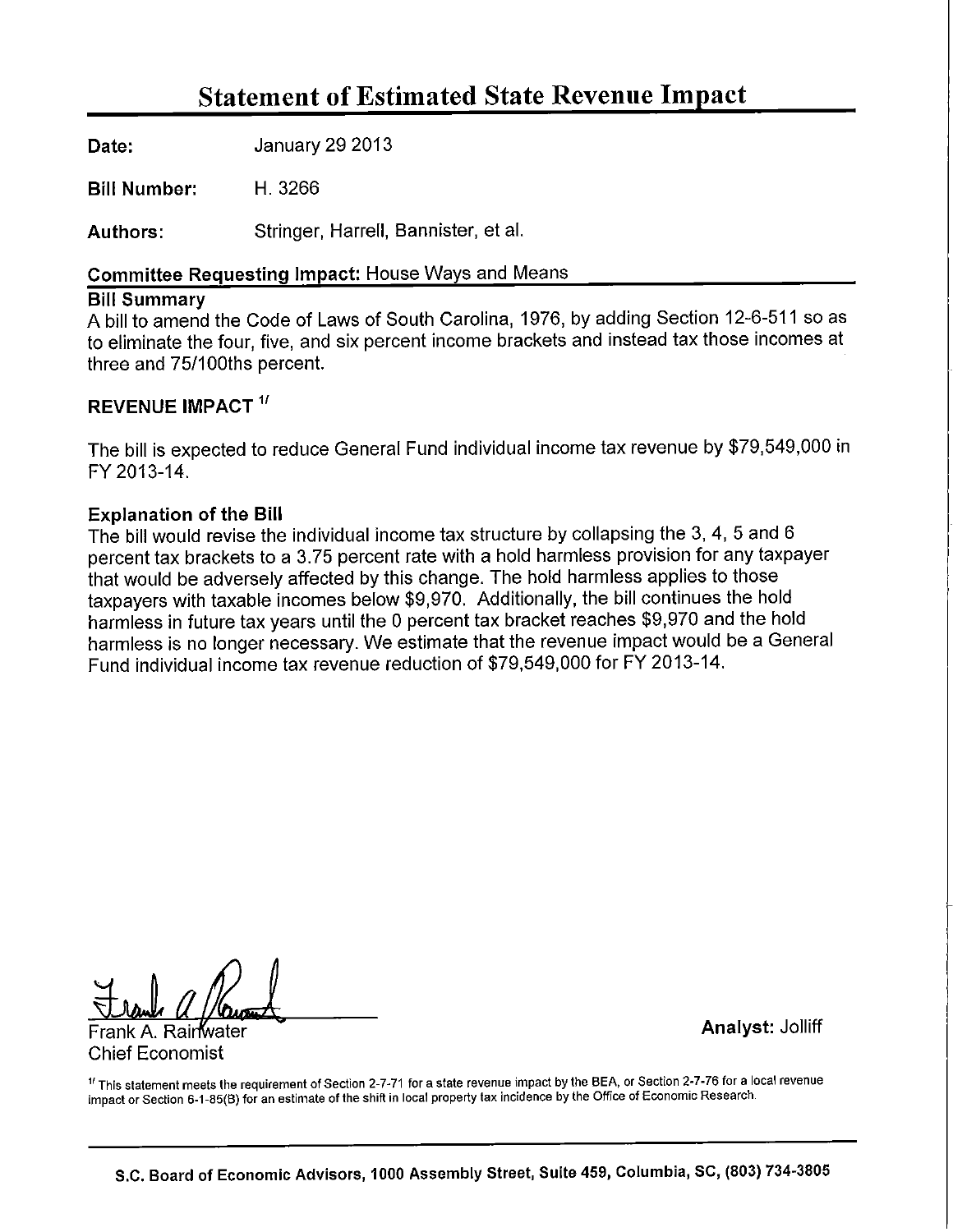# Statement of Estimated State Revenue Impact

**Date:** January 29 2013

**Bill Number:** H. 3266

**Authors:** Stringer, Harrell, Bannister, et al.

**Committee Requesting Impact:** House Ways and Means

**Bill Summary**

A bill to amend the Code of Laws of South Carolina, 1976, by adding Section 12-6-511 so as to eliminate the four, five, and six percent income brackets and instead tax those incomes at three and 75/100ths percent.

## REVENUE IMPACT [1/]

The bill is expected to reduce General Fund individual income tax revenue by $79,549,000 in FY 2013-14.

**Explanation of the Bill**

The bill would revise the individual income tax structure by collapsing the 3, 4, 5 and 6 percent tax brackets to a 3.75 percent rate with a hold harmless provision for any taxpayer that would be adversely affected by this change. The hold harmless applies to those taxpayers with taxable incomes below $9,970. Additionally, the bill continues the hold harmless in future tax years until the 0 percent tax bracket reaches $9,970 and the hold harmless is no longer necessary. We estimate that the revenue impact would be a General Fund individual income tax revenue reduction of $79,549,000 for FY 2013-14.

Frank A. Rainwater
Chief Economist

**Analyst:** Jolliff

[1/] This statement meets the requirement of Section 2-7-71 for a state revenue impact by the BEA, or Section 2-7-76 for a local revenue impact or Section 6-1-85(B) for an estimate of the shift in local property tax incidence by the Office of Economic Research.

**S.C. Board of Economic Advisors, 1000 Assembly Street, Suite 459, Columbia, SC, (803) 734-3805**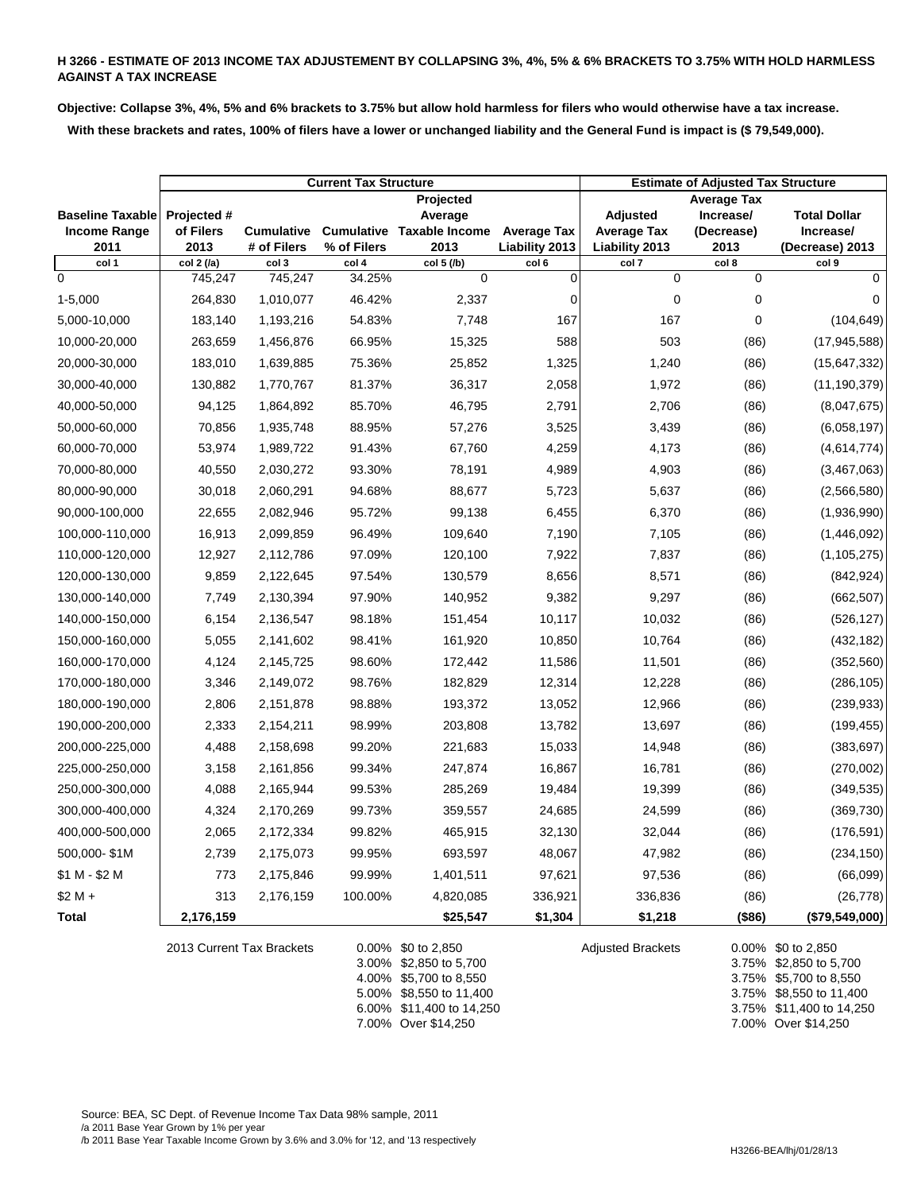**H 3266 - ESTIMATE OF 2013 INCOME TAX ADJUSTEMENT BY COLLAPSING 3%, 4%, 5% & 6% BRACKETS TO 3.75% WITH HOLD HARMLESS AGAINST A TAX INCREASE**

**Objective: Collapse 3%, 4%, 5% and 6% brackets to 3.75% but allow hold harmless for filers who would otherwise have a tax increase.**

**With these brackets and rates, 100% of filers have a lower or unchanged liability and the General Fund is impact is ($ 79,549,000).**

| | Current Tax Structure | | | | | Estimate of Adjusted Tax Structure | | |
|---|---|---|---|---|---|---|---|---|
| Baseline Taxable Income Range 2011 | Projected # of Filers 2013 | Cumulative # of Filers | Cumulative % of Filers | Projected Average Taxable Income 2013 | Average Tax Liability 2013 | Adjusted Average Tax Liability 2013 | Average Tax Increase/ (Decrease) 2013 | Total Dollar Increase/ (Decrease) 2013 |
| col 1 | col 2 (/a) | col 3 | col 4 | col 5 (/b) | col 6 | col 7 | col 8 | col 9 |
| 0 | 745,247 | 745,247 | 34.25% | 0 | 0 | 0 | 0 | 0 |
| 1-5,000 | 264,830 | 1,010,077 | 46.42% | 2,337 | 0 | 0 | 0 | 0 |
| 5,000-10,000 | 183,140 | 1,193,216 | 54.83% | 7,748 | 167 | 167 | 0 | (104,649) |
| 10,000-20,000 | 263,659 | 1,456,876 | 66.95% | 15,325 | 588 | 503 | (86) | (17,945,588) |
| 20,000-30,000 | 183,010 | 1,639,885 | 75.36% | 25,852 | 1,325 | 1,240 | (86) | (15,647,332) |
| 30,000-40,000 | 130,882 | 1,770,767 | 81.37% | 36,317 | 2,058 | 1,972 | (86) | (11,190,379) |
| 40,000-50,000 | 94,125 | 1,864,892 | 85.70% | 46,795 | 2,791 | 2,706 | (86) | (8,047,675) |
| 50,000-60,000 | 70,856 | 1,935,748 | 88.95% | 57,276 | 3,525 | 3,439 | (86) | (6,058,197) |
| 60,000-70,000 | 53,974 | 1,989,722 | 91.43% | 67,760 | 4,259 | 4,173 | (86) | (4,614,774) |
| 70,000-80,000 | 40,550 | 2,030,272 | 93.30% | 78,191 | 4,989 | 4,903 | (86) | (3,467,063) |
| 80,000-90,000 | 30,018 | 2,060,291 | 94.68% | 88,677 | 5,723 | 5,637 | (86) | (2,566,580) |
| 90,000-100,000 | 22,655 | 2,082,946 | 95.72% | 99,138 | 6,455 | 6,370 | (86) | (1,936,990) |
| 100,000-110,000 | 16,913 | 2,099,859 | 96.49% | 109,640 | 7,190 | 7,105 | (86) | (1,446,092) |
| 110,000-120,000 | 12,927 | 2,112,786 | 97.09% | 120,100 | 7,922 | 7,837 | (86) | (1,105,275) |
| 120,000-130,000 | 9,859 | 2,122,645 | 97.54% | 130,579 | 8,656 | 8,571 | (86) | (842,924) |
| 130,000-140,000 | 7,749 | 2,130,394 | 97.90% | 140,952 | 9,382 | 9,297 | (86) | (662,507) |
| 140,000-150,000 | 6,154 | 2,136,547 | 98.18% | 151,454 | 10,117 | 10,032 | (86) | (526,127) |
| 150,000-160,000 | 5,055 | 2,141,602 | 98.41% | 161,920 | 10,850 | 10,764 | (86) | (432,182) |
| 160,000-170,000 | 4,124 | 2,145,725 | 98.60% | 172,442 | 11,586 | 11,501 | (86) | (352,560) |
| 170,000-180,000 | 3,346 | 2,149,072 | 98.76% | 182,829 | 12,314 | 12,228 | (86) | (286,105) |
| 180,000-190,000 | 2,806 | 2,151,878 | 98.88% | 193,372 | 13,052 | 12,966 | (86) | (239,933) |
| 190,000-200,000 | 2,333 | 2,154,211 | 98.99% | 203,808 | 13,782 | 13,697 | (86) | (199,455) |
| 200,000-225,000 | 4,488 | 2,158,698 | 99.20% | 221,683 | 15,033 | 14,948 | (86) | (383,697) |
| 225,000-250,000 | 3,158 | 2,161,856 | 99.34% | 247,874 | 16,867 | 16,781 | (86) | (270,002) |
| 250,000-300,000 | 4,088 | 2,165,944 | 99.53% | 285,269 | 19,484 | 19,399 | (86) | (349,535) |
| 300,000-400,000 | 4,324 | 2,170,269 | 99.73% | 359,557 | 24,685 | 24,599 | (86) | (369,730) |
| 400,000-500,000 | 2,065 | 2,172,334 | 99.82% | 465,915 | 32,130 | 32,044 | (86) | (176,591) |
| 500,000- $1M | 2,739 | 2,175,073 | 99.95% | 693,597 | 48,067 | 47,982 | (86) | (234,150) |
| $1 M - $2 M | 773 | 2,175,846 | 99.99% | 1,401,511 | 97,621 | 97,536 | (86) | (66,099) |
| $2 M + | 313 | 2,176,159 | 100.00% | 4,820,085 | 336,921 | 336,836 | (86) | (26,778) |
| **Total** | **2,176,159** | | | **$25,547** | **$1,304** | **$1,218** | **($86)** | **($79,549,000)** |

| 2013 Current Tax Brackets | | | Adjusted Brackets | | |
|---|---|---|---|---|---|
| | 0.00% | $0 to 2,850 | | 0.00% | $0 to 2,850 |
| | 3.00% | $2,850 to 5,700 | | 3.75% | $2,850 to 5,700 |
| | 4.00% | $5,700 to 8,550 | | 3.75% | $5,700 to 8,550 |
| | 5.00% | $8,550 to 11,400 | | 3.75% | $8,550 to 11,400 |
| | 6.00% | $11,400 to 14,250 | | 3.75% | $11,400 to 14,250 |
| | 7.00% | Over $14,250 | | 7.00% | Over $14,250 |

Source: BEA, SC Dept. of Revenue Income Tax Data 98% sample, 2011
/a 2011 Base Year Grown by 1% per year
/b 2011 Base Year Taxable Income Grown by 3.6% and 3.0% for '12, and '13 respectively

H3266-BEA/lhj/01/28/13